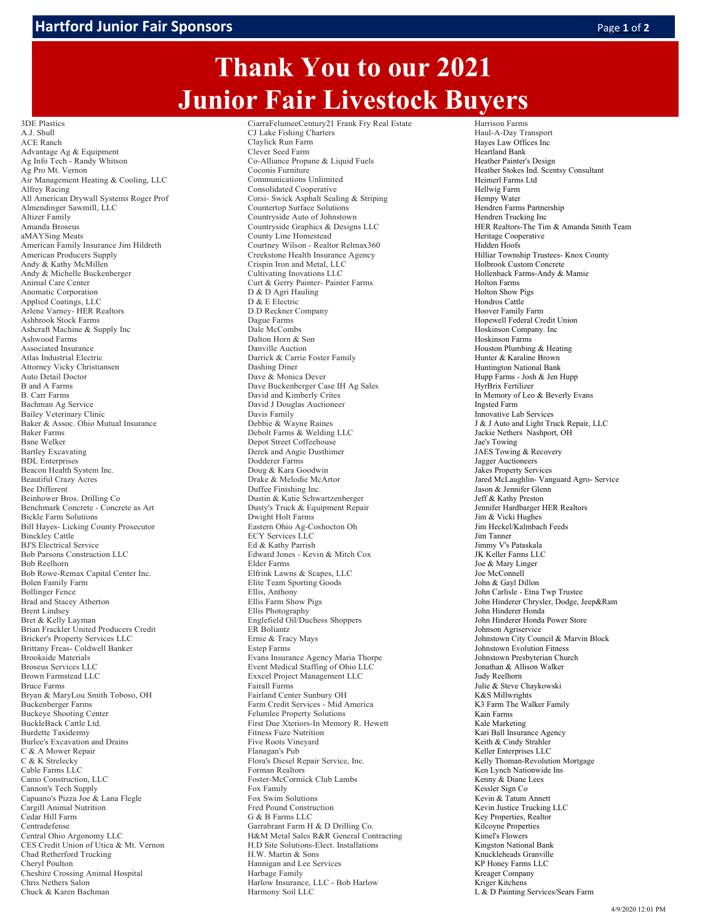# Thank You to our 2021 Junior Fair Livestock Buyers

3DE Plastics
A.J. Shull
ACE Ranch
Advantage Ag & Equipment
Ag Info Tech - Randy Whitson
Ag Pro Mt. Vernon
Air Management Heating & Cooling, LLC
Alfrey Racing
All American Drywall Systems Roger Prof
Almendinger Sawmill, LLC
Altizer Family
Amanda Broseus
aMAYSing Meats
American Family Insurance Jim Hildreth
American Producers Supply
Andy & Kathy McMillen
Andy & Michelle Buckenberger
Animal Care Center
Anomatic Corporation
Applied Coatings, LLC
Arlene Varney- HER Realtors
Ashbrook Stock Farms
Ashcraft Machine & Supply Inc
Ashwood Farms
Associated Insurance
Atlas Industrial Electric
Attorney Vicky Christiansen
Auto Detail Doctor
B and A Farms
B. Carr Farms
Bachman Ag Service
Bailey Veterinary Clinic
Baker & Assoc. Ohio Mutual Insurance
Baker Farms
Bane Welker
Bartley Excavating
BDL Enterprises
Beacon Health System Inc.
Beautiful Crazy Acres
Bee Different
Beinhower Bros. Drilling Co
Benchmark Concrete - Concrete as Art
Bickle Farm Solutions
Bill Hayes- Licking County Prosecutor
Binckley Cattle
BJ'S Electrical Service
Bob Parsons Construction LLC
Bob Reelhorn
Bob Rowe-Remax Capital Center Inc.
Bolen Family Farm
Bollinger Fence
Brad and Stacey Atherton
Brent Lindsey
Bret & Kelly Layman
Brian Frackler United Producers Credit
Bricker's Property Services LLC
Brittany Freas- Coldwell Banker
Brookside Materials
Broseus Services LLC
Brown Farmstead LLC
Bruce Farms
Bryan & MaryLou Smith Toboso, OH
Buckenberger Farms
Buckeye Shooting Center
BuckleBack Cattle Ltd.
Burdette Taxidermy
Burlee's Excavation and Drains
C & A Mower Repair
C & K Strelecky
Cable Farms LLC
Camo Construction, LLC
Cannon's Tech Supply
Capuano's Pizza Joe & Lana Flegle
Cargill Animal Nutrition
Cedar Hill Farm
Centradefense
Central Ohio Argonomy LLC
CES Credit Union of Utica & Mt. Vernon
Chad Retherford Trucking
Cheryl Poulton
Cheshire Crossing Animal Hospital
Chris Nethers Salon
Chuck & Karen Bachman
CiarraFelumeeCentury21 Frank Fry Real Estate
CJ Lake Fishing Charters
Claylick Run Farm
Clever Seed Farm
Co-Alliance Propane & Liquid Fuels
Coconis Furniture
Communications Unlimited
Consolidated Cooperative
Corsi- Swick Asphalt Sealing & Striping
Countertop Surface Solutions
Countryside Auto of Johnstown
Countryside Graphics & Designs LLC
County Line Homestead
Courtney Wilson - Realtor Relmax360
Creekstone Health Insurance Agency
Crispin Iron and Metal, LLC
Cultivating Inovations LLC
Curt & Gerry Painter- Painter Farms
D & D Agri Hauling
D & E Electric
D.D Reckner Company
Dague Farms
Dale McCombs
Dalton Horn & Son
Danville Auction
Darrick & Carrie Foster Family
Dashing Diner
Dave & Monica Dever
Dave Buckenberger Case IH Ag Sales
David and Kimberly Crites
David J Douglas Auctioneer
Davis Family
Debbie & Wayne Raines
Debolt Farms & Welding LLC
Depot Street Coffeehouse
Derek and Angie Dusthimer
Dodderer Farms
Doug & Kara Goodwin
Drake & Melodie McArtor
Duffee Finishing Inc.
Dustin & Katie Schwartzenberger
Dusty's Truck & Equipment Repair
Dwight Holt Farms
Eastern Ohio Ag-Coshocton Oh
ECY Services LLC
Ed & Kathy Parrish
Edward Jones - Kevin & Mitch Cox
Elder Farms
Elfrink Lawns & Scapes, LLC
Elite Team Sporting Goods
Ellis, Anthony
Ellis Farm Show Pigs
Ellis Photography
Englefield Oil/Duchess Shoppers
ER Boliantz
Ernie & Tracy Mays
Estep Farms
Evans Insurance Agency Maria Thorpe
Event Medical Staffing of Ohio LLC
Exxcel Project Management LLC
Fairall Farms
Fairland Center Sunbury OH
Farm Credit Services - Mid America
Felumlee Property Solutions
First Due Xteriors-In Memory R. Hewett
Fitness Fuze Nutrition
Five Roots Vineyard
Flanagan's Pub
Flora's Diesel Repair Service, Inc.
Forman Realtors
Foster-McCormick Club Lambs
Fox Family
Fox Swim Solutions
Fred Pound Construction
G & B Farms LLC
Garrabrant Farm H & D Drilling Co.
H&M Metal Sales R&R General Contracting
H.D Site Solutions-Elect. Installations
H.W. Martin & Sons
Hannigan and Lee Services
Harbage Family
Harlow Insurance, LLC - Bob Harlow
Harmony Soil LLC
Harrison Farms
Haul-A-Day Transport
Hayes Law Offices Inc
Heartland Bank
Heather Painter's Design
Heather Stokes Ind. Scentsy Consultant
Heimerl Farms Ltd
Hellwig Farm
Hempy Water
Hendren Farms Partnership
Hendren Trucking Inc
HER Realtors-The Tim & Amanda Smith Team
Heritage Cooperative
Hidden Hoofs
Hilliar Township Trustees- Knox County
Holbrook Custom Concrete
Hollenback Farms-Andy & Mamie
Holton Farms
Holton Show Pigs
Hondros Cattle
Hoover Family Farm
Hopewell Federal Credit Union
Hoskinson Company. Inc
Hoskinson Farms
Houston Plumbing & Heating
Hunter & Karaline Brown
Huntington National Bank
Hupp Farms - Josh & Jen Hupp
HyrBrix Fertilizer
In Memory of Leo & Beverly Evans
Ingsted Farm
Innovative Lab Services
J & J Auto and Light Truck Repair, LLC
Jackie Nethers Nashport, OH
Jae's Towing
JAES Towing & Recovery
Jagger Auctioneers
Jakes Property Services
Jared McLaughlin- Vanguard Agro- Service
Jason & Jennifer Glenn
Jeff & Kathy Preston
Jennifer Hardbarger HER Realtors
Jim & Vicki Hughes
Jim Heckel/Kalmbach Feeds
Jim Tanner
Jimmy V's Pataskala
JK Keller Farms LLC
Joe & Mary Linger
Joe McConnell
John & Gayl Dillon
John Carlisle - Etna Twp Trustee
John Hinderer Chrysler, Dodge, Jeep&Ram
John Hinderer Honda
John Hinderer Honda Power Store
Johnson Agriservice
Johnstown City Council & Marvin Block
Johnstown Evolution Fitness
Johnstown Presbyterian Church
Jonathan & Allison Walker
Judy Reelhorn
Julie & Steve Chaykowski
K&S Millwrights
K3 Farm The Walker Family
Kain Farms
Kale Marketing
Kari Ball Insurance Agency
Keith & Cindy Strahler
Keller Enterprises LLC
Kelly Thoman-Revolution Mortgage
Ken Lynch Nationwide Ins
Kenny & Diane Lees
Kessler Sign Co
Kevin & Tatum Annett
Kevin Justice Trucking LLC
Key Properties, Realtor
Kilcoyne Properties
Kimel's Flowers
Kingston National Bank
Knuckleheads Granville
KP Honey Farms LLC
Kreager Company
Kriger Kitchens
L & D Painting Services/Sears Farm

4/9/2020 12:01 PM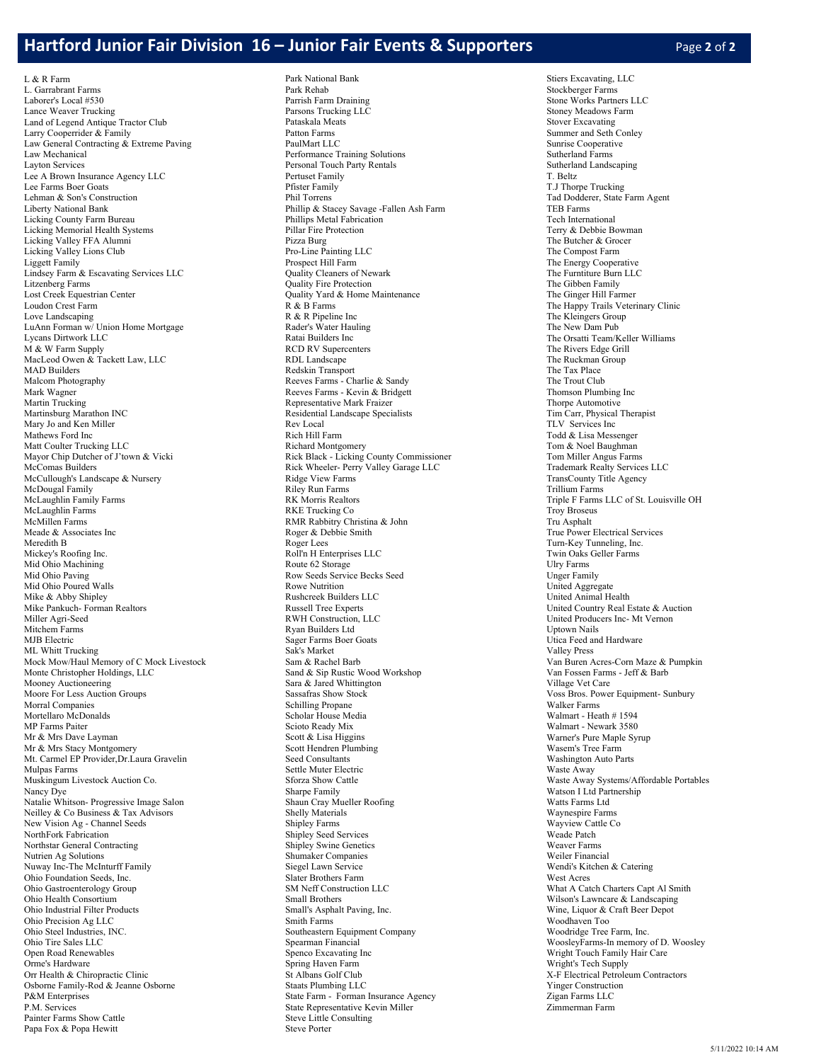# Hartford Junior Fair Division 16 – Junior Fair Events & Supporters

L & R Farm
L. Garrabrant Farms
Laborer's Local #530
Lance Weaver Trucking
Land of Legend Antique Tractor Club
Larry Cooperrider & Family
Law General Contracting & Extreme Paving
Law Mechanical
Layton Services
Lee A Brown Insurance Agency LLC
Lee Farms Boer Goats
Lehman & Son's Construction
Liberty National Bank
Licking County Farm Bureau
Licking Memorial Health Systems
Licking Valley FFA Alumni
Licking Valley Lions Club
Liggett Family
Lindsey Farm & Escavating Services LLC
Litzenberg Farms
Lost Creek Equestrian Center
Loudon Crest Farm
Love Landscaping
LuAnn Forman w/ Union Home Mortgage
Lycans Dirtwork LLC
M & W Farm Supply
MacLeod Owen & Tackett Law, LLC
MAD Builders
Malcom Photography
Mark Wagner
Martin Trucking
Martinsburg Marathon INC
Mary Jo and Ken Miller
Mathews Ford Inc
Matt Coulter Trucking LLC
Mayor Chip Dutcher of J'town & Vicki
McComas Builders
McCullough's Landscape & Nursery
McDougal Family
McLaughlin Family Farms
McLaughlin Farms
McMillen Farms
Meade & Associates Inc
Meredith B
Mickey's Roofing Inc.
Mid Ohio Machining
Mid Ohio Paving
Mid Ohio Poured Walls
Mike & Abby Shipley
Mike Pankuch- Forman Realtors
Miller Agri-Seed
Mitchem Farms
MJB Electric
ML Whitt Trucking
Mock Mow/Haul Memory of C Mock Livestock
Monte Christopher Holdings, LLC
Mooney Auctioneering
Moore For Less Auction Groups
Morral Companies
Mortellaro McDonalds
MP Farms Paiter
Mr & Mrs Dave Layman
Mr & Mrs Stacy Montgomery
Mt. Carmel EP Provider,Dr.Laura Gravelin
Mulpas Farms
Muskingum Livestock Auction Co.
Nancy Dye
Natalie Whitson- Progressive Image Salon
Neilley & Co Business & Tax Advisors
New Vision Ag - Channel Seeds
NorthFork Fabrication
Northstar General Contracting
Nutrien Ag Solutions
Nuway Inc-The McInturff Family
Ohio Foundation Seeds, Inc.
Ohio Gastroenterology Group
Ohio Health Consortium
Ohio Industrial Filter Products
Ohio Precision Ag LLC
Ohio Steel Industries, INC.
Ohio Tire Sales LLC
Open Road Renewables
Orme's Hardware
Orr Health & Chiropractic Clinic
Osborne Family-Rod & Jeanne Osborne
P&M Enterprises
P.M. Services
Painter Farms Show Cattle
Papa Fox & Popa Hewitt
Park National Bank
Park Rehab
Parrish Farm Draining
Parsons Trucking LLC
Pataskala Meats
Patton Farms
PaulMart LLC
Performance Training Solutions
Personal Touch Party Rentals
Pertuset Family
Pfister Family
Phil Torrens
Phillip & Stacey Savage -Fallen Ash Farm
Phillips Metal Fabrication
Pillar Fire Protection
Pizza Burg
Pro-Line Painting LLC
Prospect Hill Farm
Quality Cleaners of Newark
Quality Fire Protection
Quality Yard & Home Maintenance
R & B Farms
R & R Pipeline Inc
Rader's Water Hauling
Ratai Builders Inc
RCD RV Supercenters
RDL Landscape
Redskin Transport
Reeves Farms - Charlie & Sandy
Reeves Farms - Kevin & Bridgett
Representative Mark Fraizer
Residential Landscape Specialists
Rev Local
Rich Hill Farm
Richard Montgomery
Rick Black - Licking County Commissioner
Rick Wheeler- Perry Valley Garage LLC
Ridge View Farms
Riley Run Farms
RK Morris Realtors
RKE Trucking Co
RMR Rabbitry Christina & John
Roger & Debbie Smith
Roger Lees
Roll'n H Enterprises LLC
Route 62 Storage
Row Seeds Service Becks Seed
Rowe Nutrition
Rushcreek Builders LLC
Russell Tree Experts
RWH Construction, LLC
Ryan Builders Ltd
Sager Farms Boer Goats
Sak's Market
Sam & Rachel Barb
Sand & Sip Rustic Wood Workshop
Sara & Jared Whittington
Sassafras Show Stock
Schilling Propane
Scholar House Media
Scioto Ready Mix
Scott & Lisa Higgins
Scott Hendren Plumbing
Seed Consultants
Settle Muter Electric
Sforza Show Cattle
Sharpe Family
Shaun Cray Mueller Roofing
Shelly Materials
Shipley Farms
Shipley Seed Services
Shipley Swine Genetics
Shumaker Companies
Siegel Lawn Service
Slater Brothers Farm
SM Neff Construction LLC
Small Brothers
Small's Asphalt Paving, Inc.
Smith Farms
Southeastern Equipment Company
Spearman Financial
Spenco Excavating Inc
Spring Haven Farm
St Albans Golf Club
Staats Plumbing LLC
State Farm - Forman Insurance Agency
State Representative Kevin Miller
Steve Little Consulting
Steve Porter
Stiers Excavating, LLC
Stockberger Farms
Stone Works Partners LLC
Stoney Meadows Farm
Stover Excavating
Summer and Seth Conley
Sunrise Cooperative
Sutherland Farms
Sutherland Landscaping
T. Beltz
T.J Thorpe Trucking
Tad Dodderer, State Farm Agent
TEB Farms
Tech International
Terry & Debbie Bowman
The Butcher & Grocer
The Compost Farm
The Energy Cooperative
The Furntiture Burn LLC
The Gibben Family
The Ginger Hill Farmer
The Happy Trails Veterinary Clinic
The Kleingers Group
The New Dam Pub
The Orsatti Team/Keller Williams
The Rivers Edge Grill
The Ruckman Group
The Tax Place
The Trout Club
Thomson Plumbing Inc
Thorpe Automotive
Tim Carr, Physical Therapist
TLV Services Inc
Todd & Lisa Messenger
Tom & Noel Baughman
Tom Miller Angus Farms
Trademark Realty Services LLC
TransCounty Title Agency
Trillium Farms
Triple F Farms LLC of St. Louisville OH
Troy Broseus
Tru Asphalt
True Power Electrical Services
Turn-Key Tunneling, Inc.
Twin Oaks Geller Farms
Ulry Farms
Unger Family
United Aggregate
United Animal Health
United Country Real Estate & Auction
United Producers Inc- Mt Vernon
Uptown Nails
Utica Feed and Hardware
Valley Press
Van Buren Acres-Corn Maze & Pumpkin
Van Fossen Farms - Jeff & Barb
Village Vet Care
Voss Bros. Power Equipment- Sunbury
Walker Farms
Walmart - Heath # 1594
Walmart - Newark 3580
Warner's Pure Maple Syrup
Wasem's Tree Farm
Washington Auto Parts
Waste Away
Waste Away Systems/Affordable Portables
Watson I Ltd Partnership
Watts Farms Ltd
Waynespire Farms
Wayview Cattle Co
Weade Patch
Weaver Farms
Weiler Financial
Wendi's Kitchen & Catering
West Acres
What A Catch Charters Capt Al Smith
Wilson's Lawncare & Landscaping
Wine, Liquor & Craft Beer Depot
Woodhaven Too
Woodridge Tree Farm, Inc.
WoosleyFarms-In memory of D. Woosley
Wright Touch Family Hair Care
Wright's Tech Supply
X-F Electrical Petroleum Contractors
Yinger Construction
Zigan Farms LLC
Zimmerman Farm

5/11/2022 10:14 AM